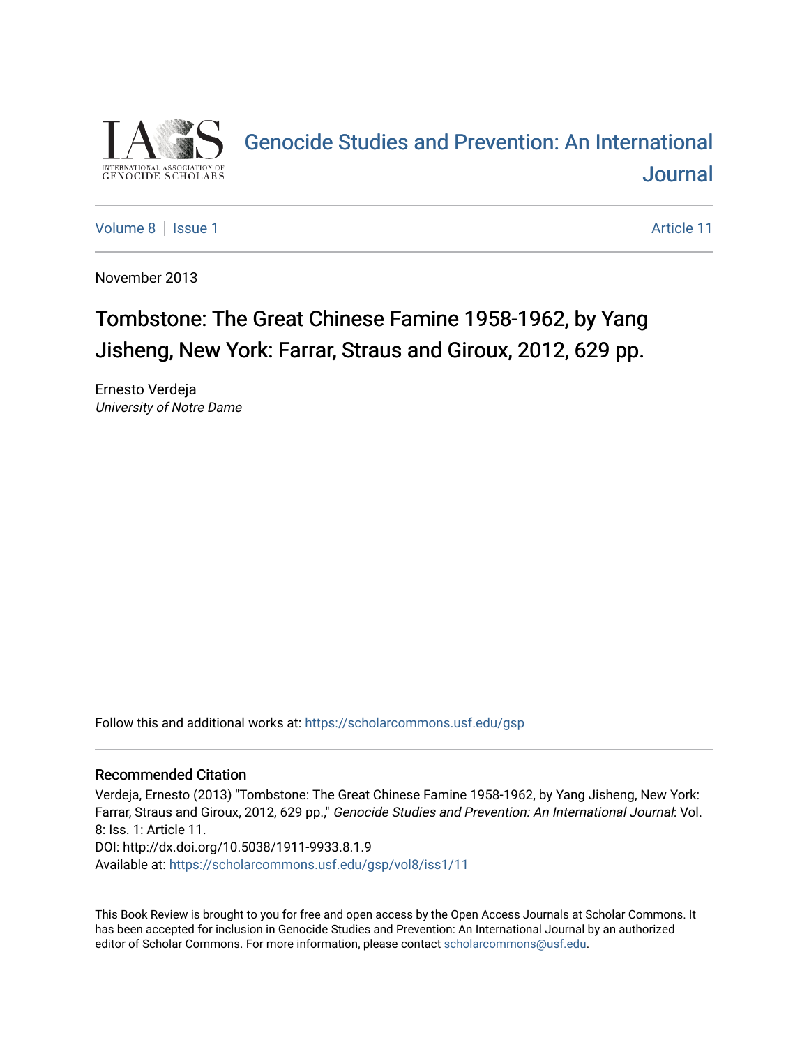# Genocide Studies and Prevention: An International Journal

Volume 8 | Issue 1 Article 11

November 2013

## Tombstone: The Great Chinese Famine 1958-1962, by Yang Jisheng, New York: Farrar, Straus and Giroux, 2012, 629 pp.

Ernesto Verdeja
*University of Notre Dame*

Follow this and additional works at: https://scholarcommons.usf.edu/gsp

### Recommended Citation

Verdeja, Ernesto (2013) "Tombstone: The Great Chinese Famine 1958-1962, by Yang Jisheng, New York: Farrar, Straus and Giroux, 2012, 629 pp.," *Genocide Studies and Prevention: An International Journal*: Vol. 8: Iss. 1: Article 11.
DOI: http://dx.doi.org/10.5038/1911-9933.8.1.9
Available at: https://scholarcommons.usf.edu/gsp/vol8/iss1/11

This Book Review is brought to you for free and open access by the Open Access Journals at Scholar Commons. It has been accepted for inclusion in Genocide Studies and Prevention: An International Journal by an authorized editor of Scholar Commons. For more information, please contact scholarcommons@usf.edu.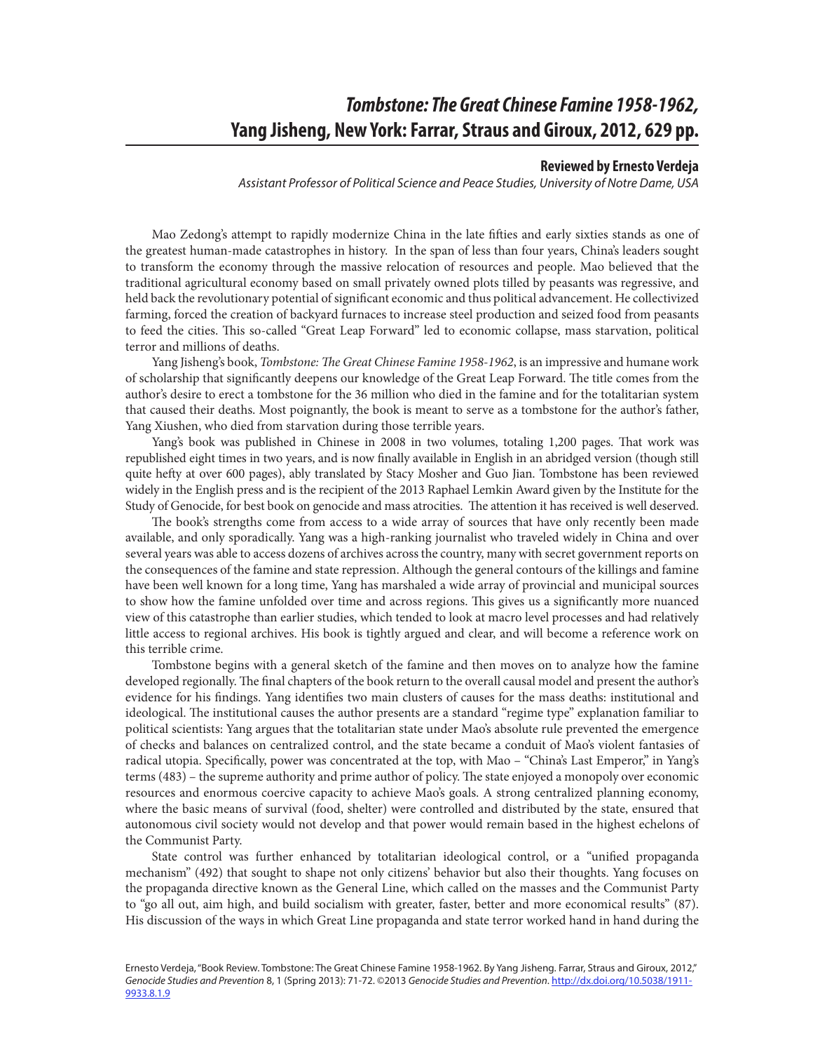## *Tombstone: The Great Chinese Famine 1958-1962,* Yang Jisheng, New York: Farrar, Straus and Giroux, 2012, 629 pp.

**Reviewed by Ernesto Verdeja**

*Assistant Professor of Political Science and Peace Studies, University of Notre Dame, USA*

Mao Zedong's attempt to rapidly modernize China in the late fifties and early sixties stands as one of the greatest human-made catastrophes in history. In the span of less than four years, China's leaders sought to transform the economy through the massive relocation of resources and people. Mao believed that the traditional agricultural economy based on small privately owned plots tilled by peasants was regressive, and held back the revolutionary potential of significant economic and thus political advancement. He collectivized farming, forced the creation of backyard furnaces to increase steel production and seized food from peasants to feed the cities. This so-called "Great Leap Forward" led to economic collapse, mass starvation, political terror and millions of deaths.

Yang Jisheng's book, *Tombstone: The Great Chinese Famine 1958-1962*, is an impressive and humane work of scholarship that significantly deepens our knowledge of the Great Leap Forward. The title comes from the author's desire to erect a tombstone for the 36 million who died in the famine and for the totalitarian system that caused their deaths. Most poignantly, the book is meant to serve as a tombstone for the author's father, Yang Xiushen, who died from starvation during those terrible years.

Yang's book was published in Chinese in 2008 in two volumes, totaling 1,200 pages. That work was republished eight times in two years, and is now finally available in English in an abridged version (though still quite hefty at over 600 pages), ably translated by Stacy Mosher and Guo Jian. Tombstone has been reviewed widely in the English press and is the recipient of the 2013 Raphael Lemkin Award given by the Institute for the Study of Genocide, for best book on genocide and mass atrocities. The attention it has received is well deserved.

The book's strengths come from access to a wide array of sources that have only recently been made available, and only sporadically. Yang was a high-ranking journalist who traveled widely in China and over several years was able to access dozens of archives across the country, many with secret government reports on the consequences of the famine and state repression. Although the general contours of the killings and famine have been well known for a long time, Yang has marshaled a wide array of provincial and municipal sources to show how the famine unfolded over time and across regions. This gives us a significantly more nuanced view of this catastrophe than earlier studies, which tended to look at macro level processes and had relatively little access to regional archives. His book is tightly argued and clear, and will become a reference work on this terrible crime.

Tombstone begins with a general sketch of the famine and then moves on to analyze how the famine developed regionally. The final chapters of the book return to the overall causal model and present the author's evidence for his findings. Yang identifies two main clusters of causes for the mass deaths: institutional and ideological. The institutional causes the author presents are a standard "regime type" explanation familiar to political scientists: Yang argues that the totalitarian state under Mao's absolute rule prevented the emergence of checks and balances on centralized control, and the state became a conduit of Mao's violent fantasies of radical utopia. Specifically, power was concentrated at the top, with Mao – "China's Last Emperor," in Yang's terms (483) – the supreme authority and prime author of policy. The state enjoyed a monopoly over economic resources and enormous coercive capacity to achieve Mao's goals. A strong centralized planning economy, where the basic means of survival (food, shelter) were controlled and distributed by the state, ensured that autonomous civil society would not develop and that power would remain based in the highest echelons of the Communist Party.

State control was further enhanced by totalitarian ideological control, or a "unified propaganda mechanism" (492) that sought to shape not only citizens' behavior but also their thoughts. Yang focuses on the propaganda directive known as the General Line, which called on the masses and the Communist Party to "go all out, aim high, and build socialism with greater, faster, better and more economical results" (87). His discussion of the ways in which Great Line propaganda and state terror worked hand in hand during the

Ernesto Verdeja, "Book Review. Tombstone: The Great Chinese Famine 1958-1962. By Yang Jisheng. Farrar, Straus and Giroux, 2012," *Genocide Studies and Prevention* 8, 1 (Spring 2013): 71-72. ©2013 *Genocide Studies and Prevention*. http://dx.doi.org/10.5038/1911-9933.8.1.9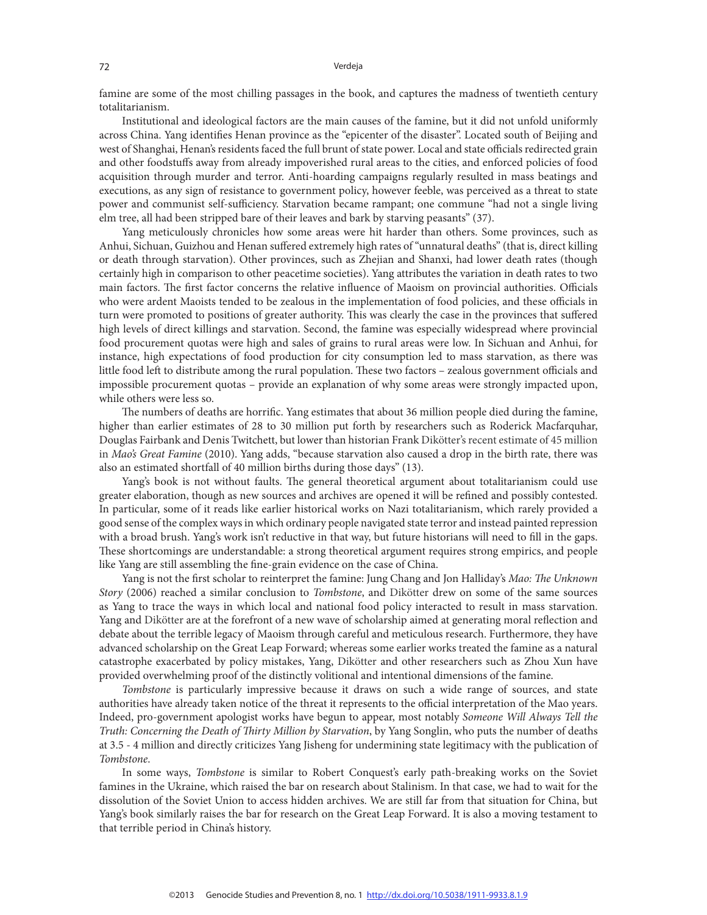famine are some of the most chilling passages in the book, and captures the madness of twentieth century totalitarianism.

Institutional and ideological factors are the main causes of the famine, but it did not unfold uniformly across China. Yang identifies Henan province as the "epicenter of the disaster". Located south of Beijing and west of Shanghai, Henan's residents faced the full brunt of state power. Local and state officials redirected grain and other foodstuffs away from already impoverished rural areas to the cities, and enforced policies of food acquisition through murder and terror. Anti-hoarding campaigns regularly resulted in mass beatings and executions, as any sign of resistance to government policy, however feeble, was perceived as a threat to state power and communist self-sufficiency. Starvation became rampant; one commune "had not a single living elm tree, all had been stripped bare of their leaves and bark by starving peasants" (37).

Yang meticulously chronicles how some areas were hit harder than others. Some provinces, such as Anhui, Sichuan, Guizhou and Henan suffered extremely high rates of "unnatural deaths" (that is, direct killing or death through starvation). Other provinces, such as Zhejian and Shanxi, had lower death rates (though certainly high in comparison to other peacetime societies). Yang attributes the variation in death rates to two main factors. The first factor concerns the relative influence of Maoism on provincial authorities. Officials who were ardent Maoists tended to be zealous in the implementation of food policies, and these officials in turn were promoted to positions of greater authority. This was clearly the case in the provinces that suffered high levels of direct killings and starvation. Second, the famine was especially widespread where provincial food procurement quotas were high and sales of grains to rural areas were low. In Sichuan and Anhui, for instance, high expectations of food production for city consumption led to mass starvation, as there was little food left to distribute among the rural population. These two factors – zealous government officials and impossible procurement quotas – provide an explanation of why some areas were strongly impacted upon, while others were less so.

The numbers of deaths are horrific. Yang estimates that about 36 million people died during the famine, higher than earlier estimates of 28 to 30 million put forth by researchers such as Roderick Macfarquhar, Douglas Fairbank and Denis Twitchett, but lower than historian Frank Dikötter's recent estimate of 45 million in *Mao's Great Famine* (2010). Yang adds, "because starvation also caused a drop in the birth rate, there was also an estimated shortfall of 40 million births during those days" (13).

Yang's book is not without faults. The general theoretical argument about totalitarianism could use greater elaboration, though as new sources and archives are opened it will be refined and possibly contested. In particular, some of it reads like earlier historical works on Nazi totalitarianism, which rarely provided a good sense of the complex ways in which ordinary people navigated state terror and instead painted repression with a broad brush. Yang's work isn't reductive in that way, but future historians will need to fill in the gaps. These shortcomings are understandable: a strong theoretical argument requires strong empirics, and people like Yang are still assembling the fine-grain evidence on the case of China.

Yang is not the first scholar to reinterpret the famine: Jung Chang and Jon Halliday's *Mao: The Unknown Story* (2006) reached a similar conclusion to *Tombstone*, and Dikötter drew on some of the same sources as Yang to trace the ways in which local and national food policy interacted to result in mass starvation. Yang and Dikötter are at the forefront of a new wave of scholarship aimed at generating moral reflection and debate about the terrible legacy of Maoism through careful and meticulous research. Furthermore, they have advanced scholarship on the Great Leap Forward; whereas some earlier works treated the famine as a natural catastrophe exacerbated by policy mistakes, Yang, Dikötter and other researchers such as Zhou Xun have provided overwhelming proof of the distinctly volitional and intentional dimensions of the famine.

*Tombstone* is particularly impressive because it draws on such a wide range of sources, and state authorities have already taken notice of the threat it represents to the official interpretation of the Mao years. Indeed, pro-government apologist works have begun to appear, most notably *Someone Will Always Tell the Truth: Concerning the Death of Thirty Million by Starvation*, by Yang Songlin, who puts the number of deaths at 3.5 - 4 million and directly criticizes Yang Jisheng for undermining state legitimacy with the publication of *Tombstone*.

In some ways, *Tombstone* is similar to Robert Conquest's early path-breaking works on the Soviet famines in the Ukraine, which raised the bar on research about Stalinism. In that case, we had to wait for the dissolution of the Soviet Union to access hidden archives. We are still far from that situation for China, but Yang's book similarly raises the bar for research on the Great Leap Forward. It is also a moving testament to that terrible period in China's history.